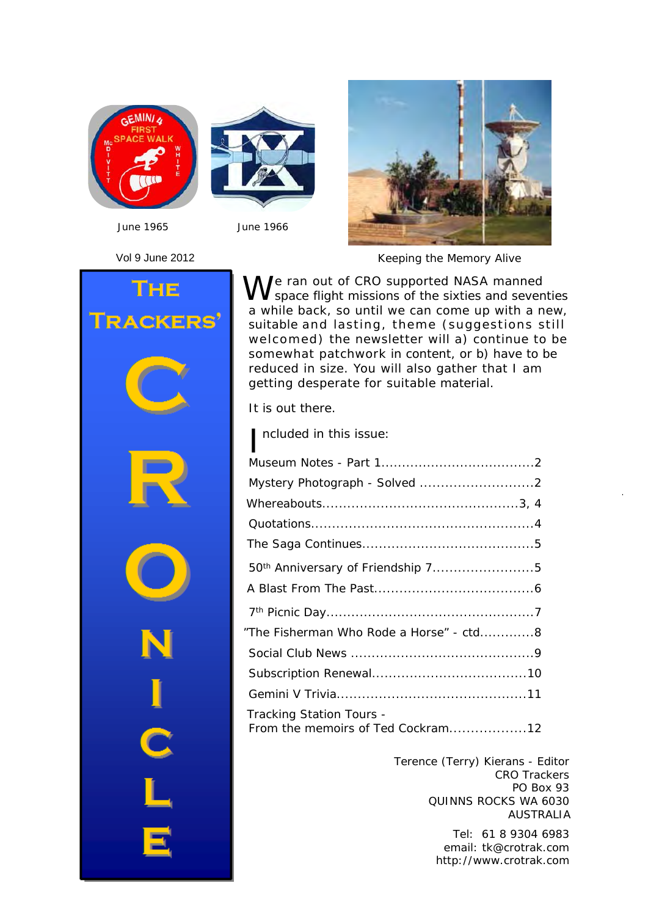June 1965

June 1966

Vol 9 June 2012

Keeping the Memory Alive

# The Trackers' CRONICLE

We ran out of CRO supported NASA manned space flight missions of the sixties and seventies a while back, so until we can come up with a new, suitable and lasting, theme (suggestions still welcomed) the newsletter will a) continue to be somewhat patchwork in content, or b) have to be reduced in size. You will also gather that I am getting desperate for suitable material.

It is out there.

Included in this issue:

- Museum Notes - Part 1....................................2
- Mystery Photograph - Solved ...........................2
- Whereabouts..............................................3, 4
- Quotations....................................................4
- The Saga Continues........................................5
- 50th Anniversary of Friendship 7........................5
- A Blast From The Past.....................................6
- 7th Picnic Day.................................................7
- "The Fisherman Who Rode a Horse" - ctd.............8
- Social Club News ...........................................9
- Subscription Renewal....................................10
- Gemini V Trivia............................................11
- Tracking Station Tours - From the memoirs of Ted Cockram.................12

Terence (Terry) Kierans - Editor
CRO Trackers
PO Box 93
QUINNS ROCKS WA 6030
AUSTRALIA

Tel: 61 8 9304 6983
email: tk@crotrak.com
http://www.crotrak.com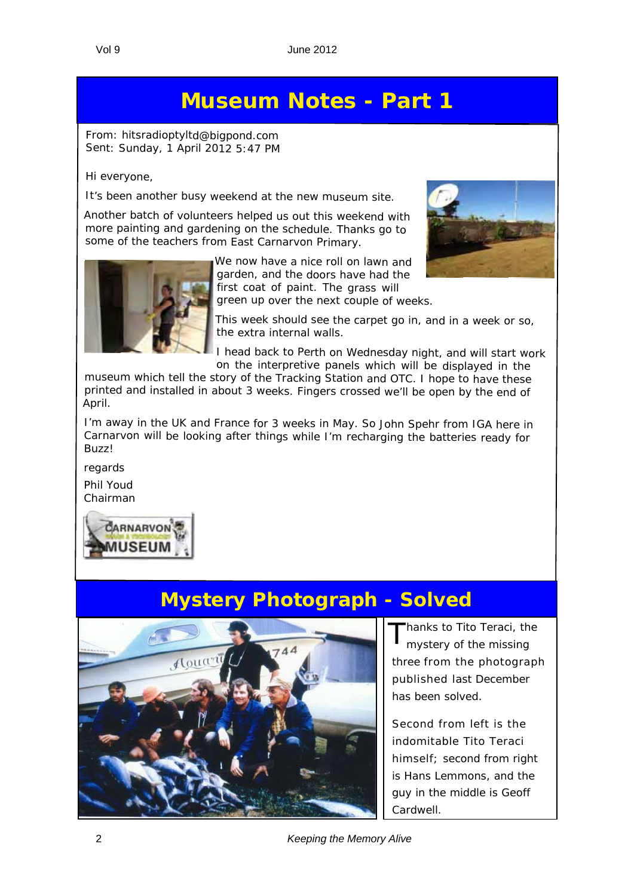# Museum Notes - Part 1

From: hitsradioptyltd@bigpond.com
Sent: Sunday, 1 April 2012 5:47 PM

Hi everyone,

It's been another busy weekend at the new museum site.

Another batch of volunteers helped us out this weekend with more painting and gardening on the schedule. Thanks go to some of the teachers from East Carnarvon Primary.

We now have a nice roll on lawn and garden, and the doors have had the first coat of paint. The grass will green up over the next couple of weeks.

This week should see the carpet go in, and in a week or so, the extra internal walls.

I head back to Perth on Wednesday night, and will start work on the interpretive panels which will be displayed in the museum which tell the story of the Tracking Station and OTC. I hope to have these printed and installed in about 3 weeks. Fingers crossed we'll be open by the end of April.

I'm away in the UK and France for 3 weeks in May. So John Spehr from IGA here in Carnarvon will be looking after things while I'm recharging the batteries ready for Buzz!

regards

Phil Youd
Chairman

# Mystery Photograph - Solved

Thanks to Tito Teraci, the mystery of the missing three from the photograph published last December has been solved.

Second from left is the indomitable Tito Teraci himself; second from right is Hans Lemmons, and the guy in the middle is Geoff Cardwell.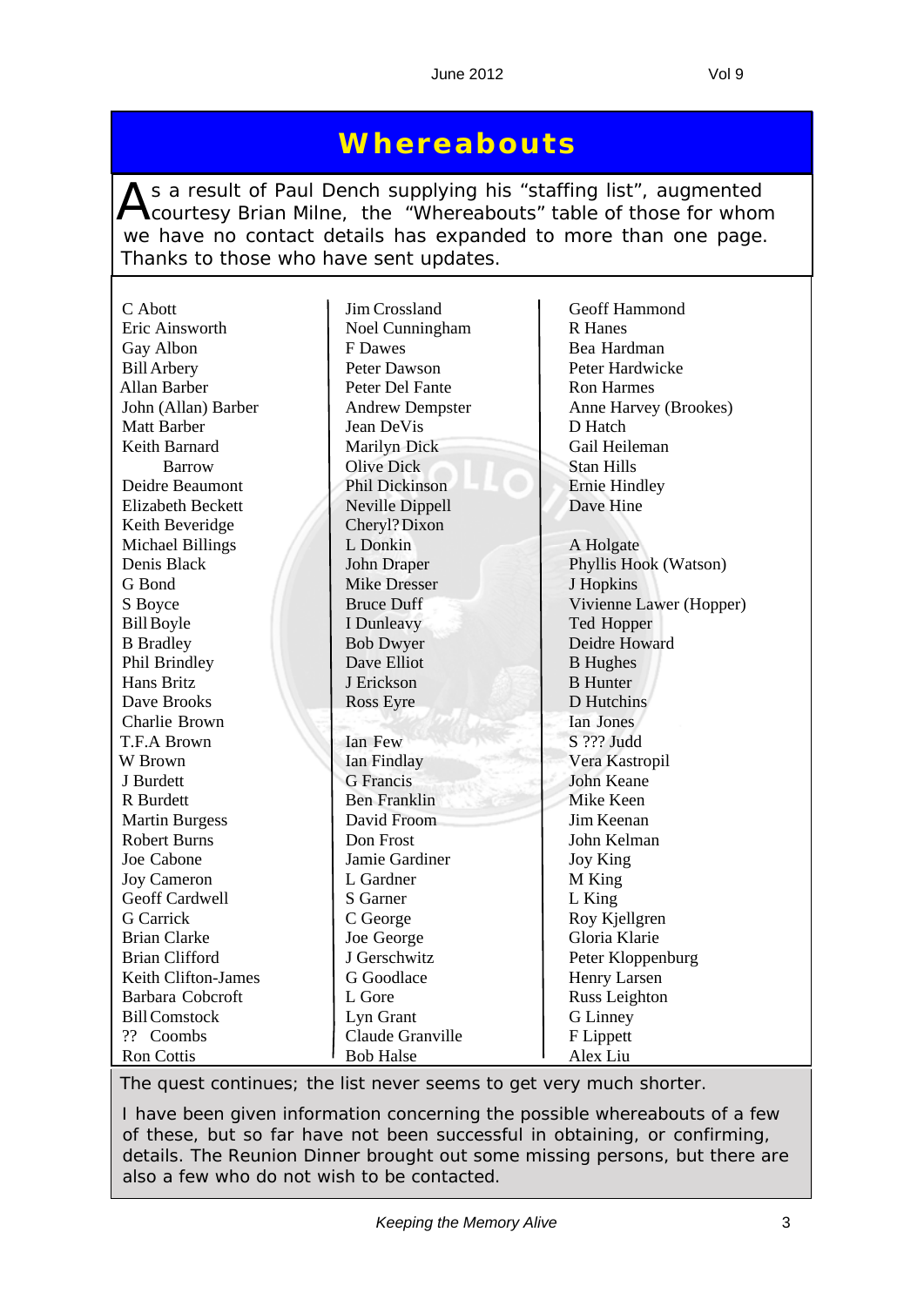# Whereabouts

As a result of Paul Dench supplying his "staffing list", augmented courtesy Brian Milne, the "Whereabouts" table of those for whom we have no contact details has expanded to more than one page. Thanks to those who have sent updates.

C Abott
Eric Ainsworth
Gay Albon
Bill Arbery
Allan Barber
John (Allan) Barber
Matt Barber
Keith Barnard
Barrow
Deidre Beaumont
Elizabeth Beckett
Keith Beveridge
Michael Billings
Denis Black
G Bond
S Boyce
Bill Boyle
B Bradley
Phil Brindley
Hans Britz
Dave Brooks
Charlie Brown
T.F.A Brown
W Brown
J Burdett
R Burdett
Martin Burgess
Robert Burns
Joe Cabone
Joy Cameron
Geoff Cardwell
G Carrick
Brian Clarke
Brian Clifford
Keith Clifton-James
Barbara Cobcroft
Bill Comstock
?? Coombs
Ron Cottis

Jim Crossland
Noel Cunningham
F Dawes
Peter Dawson
Peter Del Fante
Andrew Dempster
Jean DeVis
Marilyn Dick
Olive Dick
Phil Dickinson
Neville Dippell
Cheryl? Dixon
L Donkin
John Draper
Mike Dresser
Bruce Duff
I Dunleavy
Bob Dwyer
Dave Elliot
J Erickson
Ross Eyre

Ian Few
Ian Findlay
G Francis
Ben Franklin
David Froom
Don Frost
Jamie Gardiner
L Gardner
S Garner
C George
Joe George
J Gerschwitz
G Goodlace
L Gore
Lyn Grant
Claude Granville
Bob Halse

Geoff Hammond
R Hanes
Bea Hardman
Peter Hardwicke
Ron Harmes
Anne Harvey (Brookes)
D Hatch
Gail Heileman
Stan Hills
Ernie Hindley
Dave Hine

A Holgate
Phyllis Hook (Watson)
J Hopkins
Vivienne Lawer (Hopper)
Ted Hopper
Deidre Howard
B Hughes
B Hunter
D Hutchins
Ian Jones
S ??? Judd
Vera Kastropil
John Keane
Mike Keen
Jim Keenan
John Kelman
Joy King
M King
L King
Roy Kjellgren
Gloria Klarie
Peter Kloppenburg
Henry Larsen
Russ Leighton
G Linney
F Lippett
Alex Liu

The quest continues; the list never seems to get very much shorter.

I have been given information concerning the possible whereabouts of a few of these, but so far have not been successful in obtaining, or confirming, details. The Reunion Dinner brought out some missing persons, but there are also a few who do not wish to be contacted.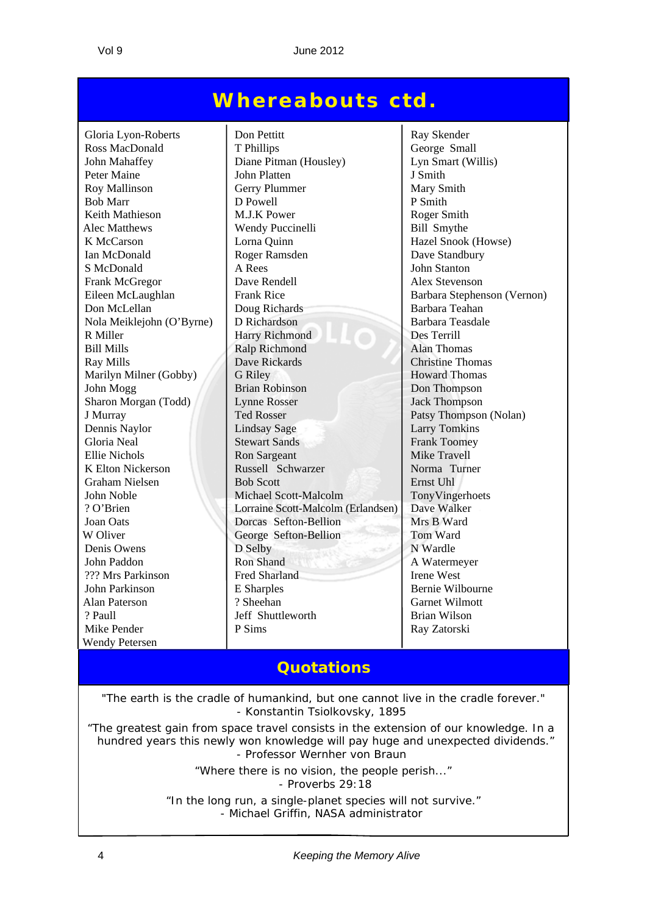# Whereabouts ctd.

Gloria Lyon-Roberts
Ross MacDonald
John Mahaffey
Peter Maine
Roy Mallinson
Bob Marr
Keith Mathieson
Alec Matthews
K McCarson
Ian McDonald
S McDonald
Frank McGregor
Eileen McLaughlan
Don McLellan
Nola Meiklejohn (O'Byrne)
R Miller
Bill Mills
Ray Mills
Marilyn Milner (Gobby)
John Mogg
Sharon Morgan (Todd)
J Murray
Dennis Naylor
Gloria Neal
Ellie Nichols
K Elton Nickerson
Graham Nielsen
John Noble
? O'Brien
Joan Oats
W Oliver
Denis Owens
John Paddon
??? Mrs Parkinson
John Parkinson
Alan Paterson
? Paull
Mike Pender
Wendy Petersen

Don Pettitt
T Phillips
Diane Pitman (Housley)
John Platten
Gerry Plummer
D Powell
M.J.K Power
Wendy Puccinelli
Lorna Quinn
Roger Ramsden
A Rees
Dave Rendell
Frank Rice
Doug Richards
D Richardson
Harry Richmond
Ralp Richmond
Dave Rickards
G Riley
Brian Robinson
Lynne Rosser
Ted Rosser
Lindsay Sage
Stewart Sands
Ron Sargeant
Russell Schwarzer
Bob Scott
Michael Scott-Malcolm
Lorraine Scott-Malcolm (Erlandsen)
Dorcas Sefton-Bellion
George Sefton-Bellion
D Selby
Ron Shand
Fred Sharland
E Sharples
? Sheehan
Jeff Shuttleworth
P Sims

Ray Skender
George Small
Lyn Smart (Willis)
J Smith
Mary Smith
P Smith
Roger Smith
Bill Smythe
Hazel Snook (Howse)
Dave Standbury
John Stanton
Alex Stevenson
Barbara Stephenson (Vernon)
Barbara Teahan
Barbara Teasdale
Des Terrill
Alan Thomas
Christine Thomas
Howard Thomas
Don Thompson
Jack Thompson
Patsy Thompson (Nolan)
Larry Tomkins
Frank Toomey
Mike Travell
Norma Turner
Ernst Uhl
TonyVingerhoets
Dave Walker
Mrs B Ward
Tom Ward
N Wardle
A Watermeyer
Irene West
Bernie Wilbourne
Garnet Wilmott
Brian Wilson
Ray Zatorski

## Quotations

"The earth is the cradle of humankind, but one cannot live in the cradle forever."
- Konstantin Tsiolkovsky, 1895

"The greatest gain from space travel consists in the extension of our knowledge. In a hundred years this newly won knowledge will pay huge and unexpected dividends."
- Professor Wernher von Braun

"Where there is no vision, the people perish..."
- Proverbs 29:18

"In the long run, a single-planet species will not survive."
- Michael Griffin, NASA administrator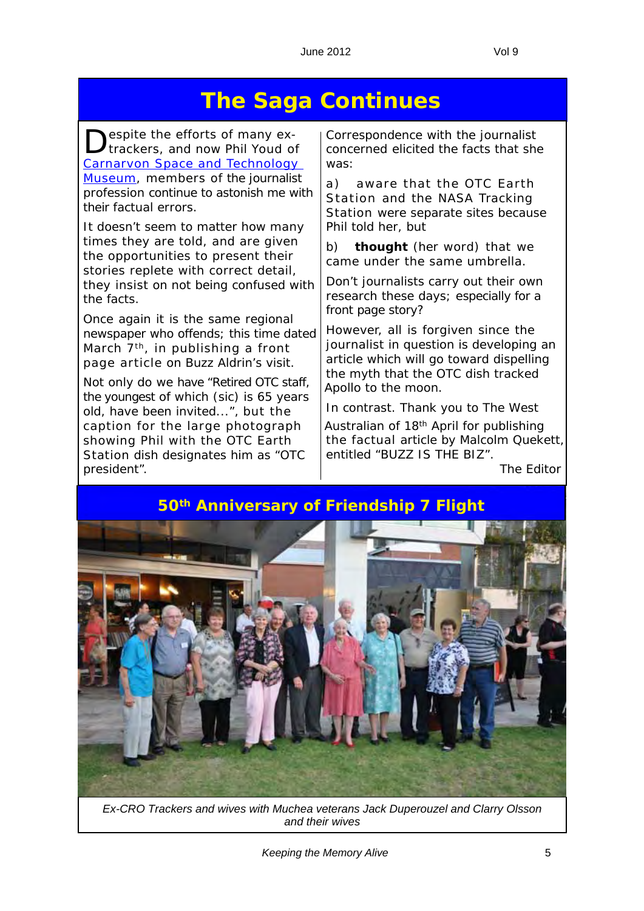# The Saga Continues

Despite the efforts of many ex-trackers, and now Phil Youd of [Carnarvon Space and Technology Museum](), members of the journalist profession continue to astonish me with their factual errors.

It doesn't seem to matter how many times they are told, and are given the opportunities to present their stories replete with correct detail, they insist on not being confused with the facts.

Once again it is the same regional newspaper who offends; this time dated March 7th, in publishing a front page article on Buzz Aldrin's visit.

Not only do we have "Retired OTC staff, the youngest of which (sic) is 65 years old, have been invited...", but the caption for the large photograph showing Phil with the OTC Earth Station dish designates him as "OTC president".

Correspondence with the journalist concerned elicited the facts that she was:

a) aware that the OTC Earth Station and the NASA Tracking Station were separate sites because Phil told her, but

b) **thought** (her word) that we came under the same umbrella.

Don't journalists carry out their own research these days; especially for a front page story?

However, all is forgiven since the journalist in question is developing an article which will go toward dispelling the myth that the OTC dish tracked Apollo to the moon.

In contrast. Thank you to The West Australian of 18th April for publishing the factual article by Malcolm Quekett, entitled "BUZZ IS THE BIZ".

The Editor

## 50th Anniversary of Friendship 7 Flight

*Ex-CRO Trackers and wives with Muchea veterans Jack Duperouzel and Clarry Olsson and their wives*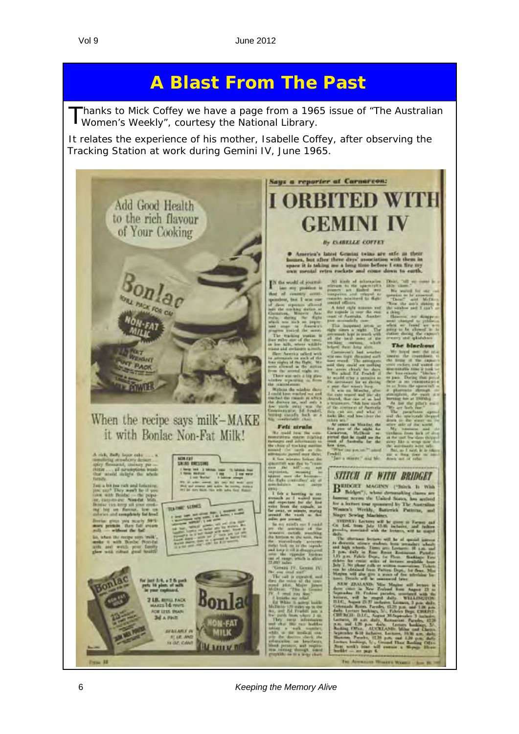# A Blast From The Past

Thanks to Mick Coffey we have a page from a 1965 issue of "The Australian Women's Weekly", courtesy the National Library.

It relates the experience of his mother, Isabelle Coffey, after observing the Tracking Station at work during Gemini IV, June 1965.

Add Good Health to the rich flavour of Your Cooking

When the recipe says 'milk'—MAKE it with Bonlac Non-Fat Milk!

*Says a reporter at Carnarvon:*

## I ORBITED WITH GEMINI IV

*By ISABELLE COFFEY*

● America's latest Gemini twins are safe in their homes, but after three days' association with them in space it is taking me a long time before I can fire my own mental retro rockets and come down to earth.

### STITCH IT WITH BRIDGET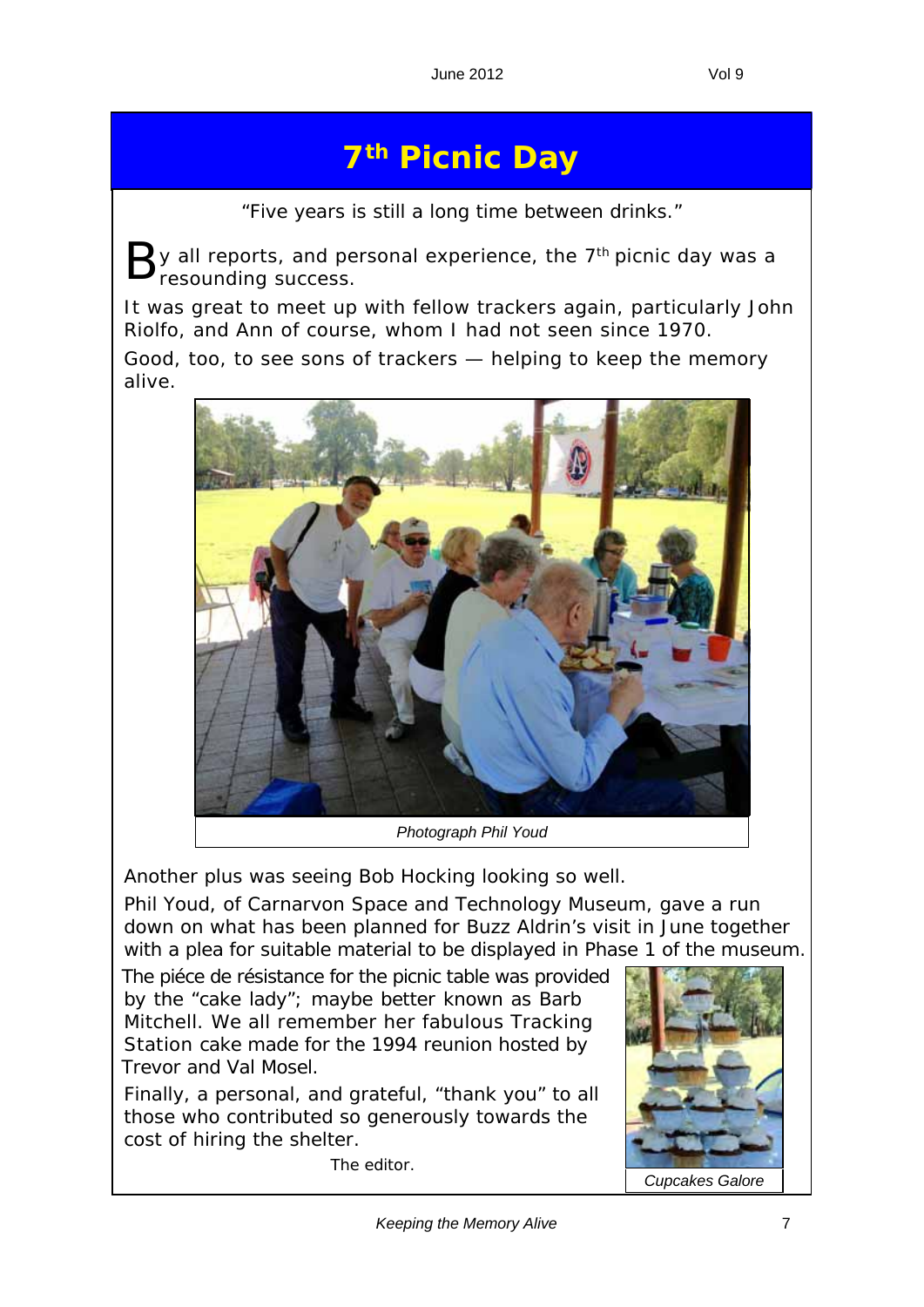# 7th Picnic Day

"Five years is still a long time between drinks."

By all reports, and personal experience, the 7th picnic day was a resounding success.

It was great to meet up with fellow trackers again, particularly John Riolfo, and Ann of course, whom I had not seen since 1970.

Good, too, to see sons of trackers — helping to keep the memory alive.

*Photograph Phil Youd*

Another plus was seeing Bob Hocking looking so well.

Phil Youd, of Carnarvon Space and Technology Museum, gave a run down on what has been planned for Buzz Aldrin's visit in June together with a plea for suitable material to be displayed in Phase 1 of the museum.

The piéce de résistance for the picnic table was provided by the "cake lady"; maybe better known as Barb Mitchell. We all remember her fabulous Tracking Station cake made for the 1994 reunion hosted by Trevor and Val Mosel.

Finally, a personal, and grateful, "thank you" to all those who contributed so generously towards the cost of hiring the shelter.

The editor.

*Cupcakes Galore*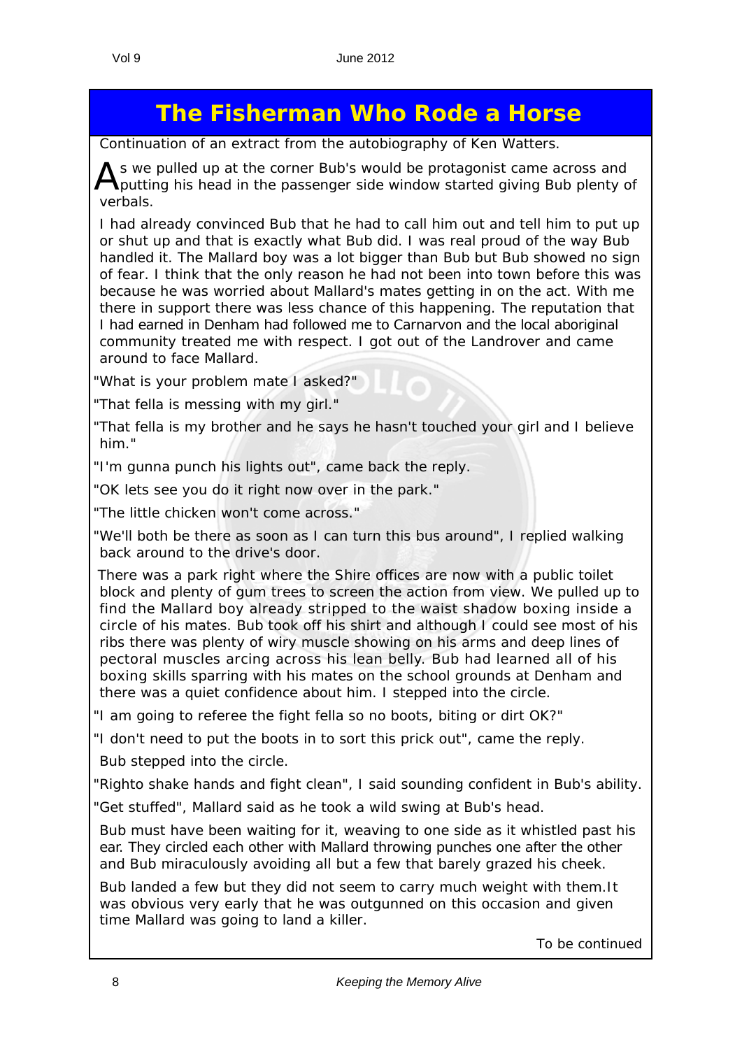# The Fisherman Who Rode a Horse

Continuation of an extract from the autobiography of Ken Watters.

As we pulled up at the corner Bub's would be protagonist came across and putting his head in the passenger side window started giving Bub plenty of verbals.

I had already convinced Bub that he had to call him out and tell him to put up or shut up and that is exactly what Bub did. I was real proud of the way Bub handled it. The Mallard boy was a lot bigger than Bub but Bub showed no sign of fear. I think that the only reason he had not been into town before this was because he was worried about Mallard's mates getting in on the act. With me there in support there was less chance of this happening. The reputation that I had earned in Denham had followed me to Carnarvon and the local aboriginal community treated me with respect. I got out of the Landrover and came around to face Mallard.

"What is your problem mate I asked?"

"That fella is messing with my girl."

"That fella is my brother and he says he hasn't touched your girl and I believe him."

"I'm gunna punch his lights out", came back the reply.

"OK lets see you do it right now over in the park."

"The little chicken won't come across."

"We'll both be there as soon as I can turn this bus around", I replied walking back around to the drive's door.

There was a park right where the Shire offices are now with a public toilet block and plenty of gum trees to screen the action from view. We pulled up to find the Mallard boy already stripped to the waist shadow boxing inside a circle of his mates. Bub took off his shirt and although I could see most of his ribs there was plenty of wiry muscle showing on his arms and deep lines of pectoral muscles arcing across his lean belly. Bub had learned all of his boxing skills sparring with his mates on the school grounds at Denham and there was a quiet confidence about him. I stepped into the circle.

"I am going to referee the fight fella so no boots, biting or dirt OK?"

"I don't need to put the boots in to sort this prick out", came the reply.

Bub stepped into the circle.

"Righto shake hands and fight clean", I said sounding confident in Bub's ability.

"Get stuffed", Mallard said as he took a wild swing at Bub's head.

Bub must have been waiting for it, weaving to one side as it whistled past his ear. They circled each other with Mallard throwing punches one after the other and Bub miraculously avoiding all but a few that barely grazed his cheek.

Bub landed a few but they did not seem to carry much weight with them.It was obvious very early that he was outgunned on this occasion and given time Mallard was going to land a killer.

To be continued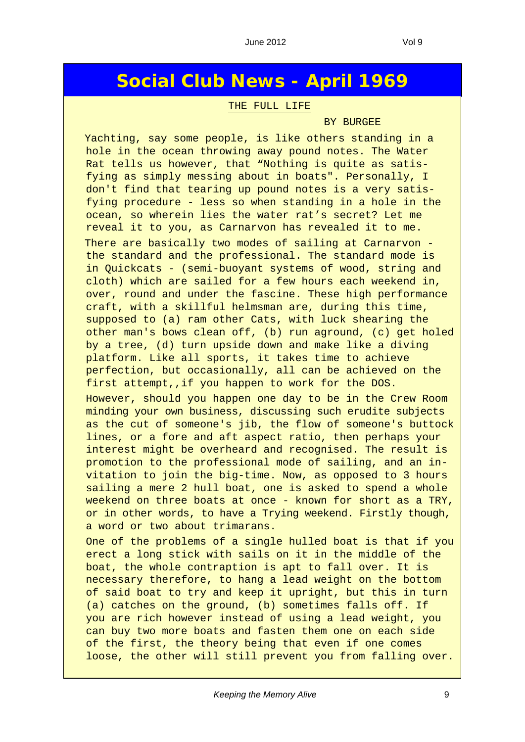# Social Club News - April 1969

## THE FULL LIFE

BY BURGEE

Yachting, say some people, is like others standing in a hole in the ocean throwing away pound notes. The Water Rat tells us however, that "Nothing is quite as satisfying as simply messing about in boats". Personally, I don't find that tearing up pound notes is a very satisfying procedure - less so when standing in a hole in the ocean, so wherein lies the water rat's secret? Let me reveal it to you, as Carnarvon has revealed it to me.

There are basically two modes of sailing at Carnarvon - the standard and the professional. The standard mode is in Quickcats - (semi-buoyant systems of wood, string and cloth) which are sailed for a few hours each weekend in, over, round and under the fascine. These high performance craft, with a skillful helmsman are, during this time, supposed to (a) ram other Cats, with luck shearing the other man's bows clean off, (b) run aground, (c) get holed by a tree, (d) turn upside down and make like a diving platform. Like all sports, it takes time to achieve perfection, but occasionally, all can be achieved on the first attempt,,if you happen to work for the DOS.

However, should you happen one day to be in the Crew Room minding your own business, discussing such erudite subjects as the cut of someone's jib, the flow of someone's buttock lines, or a fore and aft aspect ratio, then perhaps your interest might be overheard and recognised. The result is promotion to the professional mode of sailing, and an invitation to join the big-time. Now, as opposed to 3 hours sailing a mere 2 hull boat, one is asked to spend a whole weekend on three boats at once - known for short as a TRY, or in other words, to have a Trying weekend. Firstly though, a word or two about trimarans.

One of the problems of a single hulled boat is that if you erect a long stick with sails on it in the middle of the boat, the whole contraption is apt to fall over. It is necessary therefore, to hang a lead weight on the bottom of said boat to try and keep it upright, but this in turn (a) catches on the ground, (b) sometimes falls off. If you are rich however instead of using a lead weight, you can buy two more boats and fasten them one on each side of the first, the theory being that even if one comes loose, the other will still prevent you from falling over.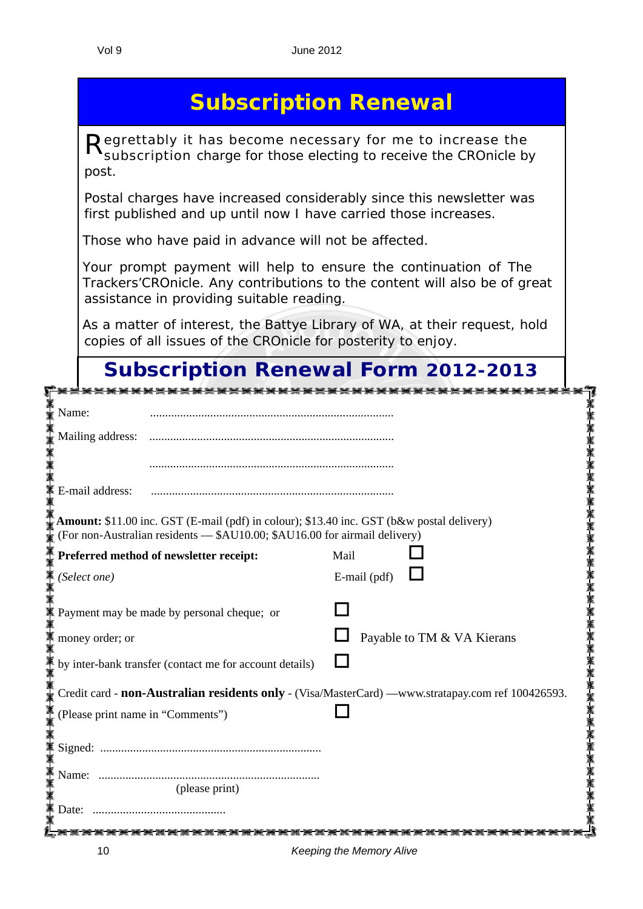# Subscription Renewal

Regrettably it has become necessary for me to increase the subscription charge for those electing to receive the CROnicle by post.

Postal charges have increased considerably since this newsletter was first published and up until now I have carried those increases.

Those who have paid in advance will not be affected.

Your prompt payment will help to ensure the continuation of The Trackers'CROnicle. Any contributions to the content will also be of great assistance in providing suitable reading.

As a matter of interest, the Battye Library of WA, at their request, hold copies of all issues of the CROnicle for posterity to enjoy.

## Subscription Renewal Form 2012-2013

Name: ..................................................................................

Mailing address: ..................................................................................

..................................................................................

E-mail address: ..................................................................................

**Amount:** $11.00 inc. GST (E-mail (pdf) in colour); $13.40 inc. GST (b&w postal delivery)
(For non-Australian residents — $AU10.00; $AU16.00 for airmail delivery)

**Preferred method of newsletter receipt:** Mail ☐

*(Select one)* E-mail (pdf) ☐

Payment may be made by personal cheque; or ☐

money order; or ☐ Payable to TM & VA Kierans

by inter-bank transfer (contact me for account details) ☐

Credit card - **non-Australian residents only** - (Visa/MasterCard) —www.stratapay.com ref 100426593.
(Please print name in "Comments") ☐

Signed: .........................................................................

Name: .........................................................................
(please print)

Date: ............................................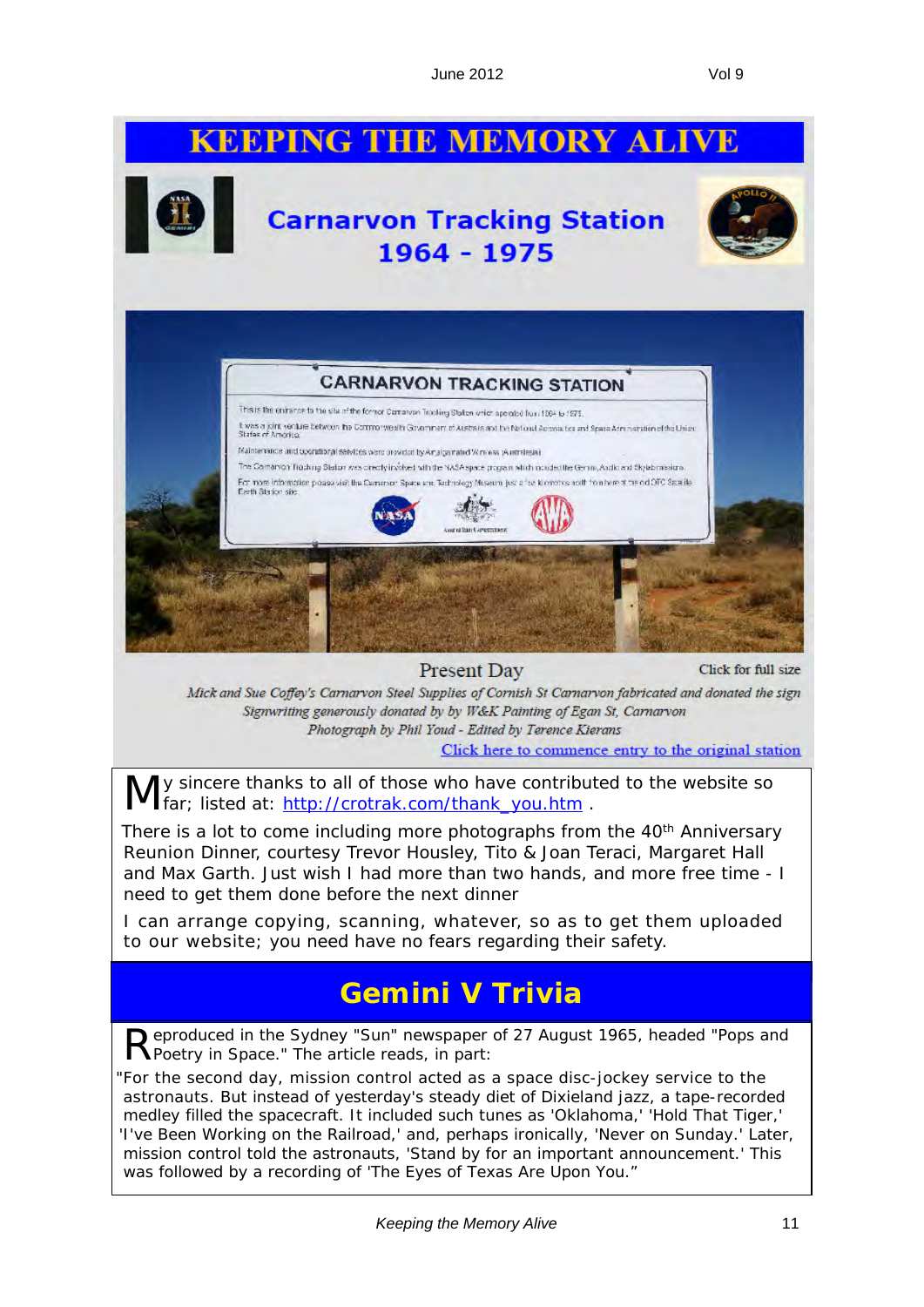# KEEPING THE MEMORY ALIVE

## Carnarvon Tracking Station 1964 - 1975

Present Day

Click for full size

*Mick and Sue Coffey's Carnarvon Steel Supplies of Cornish St Carnarvon fabricated and donated the sign*
*Signwriting generously donated by by W&K Painting of Egan St, Carnarvon*
*Photograph by Phil Youd - Edited by Terence Kierans*

Click here to commence entry to the original station

My sincere thanks to all of those who have contributed to the website so far; listed at: http://crotrak.com/thank_you.htm .

There is a lot to come including more photographs from the 40th Anniversary Reunion Dinner, courtesy Trevor Housley, Tito & Joan Teraci, Margaret Hall and Max Garth. Just wish I had more than two hands, and more free time - I need to get them done before the next dinner

I can arrange copying, scanning, whatever, so as to get them uploaded to our website; you need have no fears regarding their safety.

## Gemini V Trivia

Reproduced in the Sydney "Sun" newspaper of 27 August 1965, headed "Pops and Poetry in Space." The article reads, in part:

"For the second day, mission control acted as a space disc-jockey service to the astronauts. But instead of yesterday's steady diet of Dixieland jazz, a tape-recorded medley filled the spacecraft. It included such tunes as 'Oklahoma,' 'Hold That Tiger,' 'I've Been Working on the Railroad,' and, perhaps ironically, 'Never on Sunday.' Later, mission control told the astronauts, 'Stand by for an important announcement.' This was followed by a recording of 'The Eyes of Texas Are Upon You."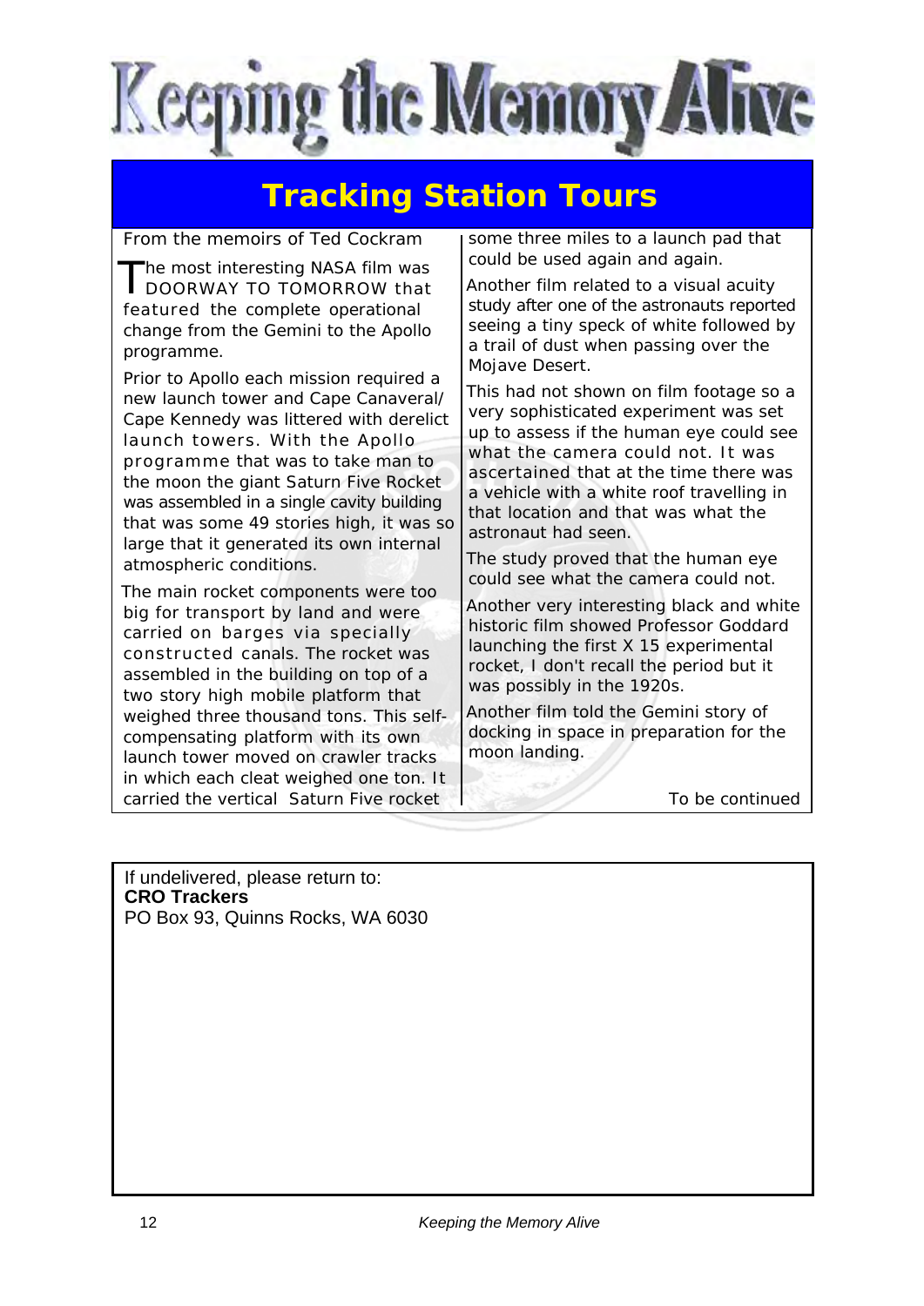# Keeping the Memory Alive

## Tracking Station Tours

From the memoirs of Ted Cockram

The most interesting NASA film was DOORWAY TO TOMORROW that featured the complete operational change from the Gemini to the Apollo programme.

Prior to Apollo each mission required a new launch tower and Cape Canaveral/ Cape Kennedy was littered with derelict launch towers. With the Apollo programme that was to take man to the moon the giant Saturn Five Rocket was assembled in a single cavity building that was some 49 stories high, it was so large that it generated its own internal atmospheric conditions.

The main rocket components were too big for transport by land and were carried on barges via specially constructed canals. The rocket was assembled in the building on top of a two story high mobile platform that weighed three thousand tons. This self-compensating platform with its own launch tower moved on crawler tracks in which each cleat weighed one ton. It carried the vertical Saturn Five rocket some three miles to a launch pad that could be used again and again.

Another film related to a visual acuity study after one of the astronauts reported seeing a tiny speck of white followed by a trail of dust when passing over the Mojave Desert.

This had not shown on film footage so a very sophisticated experiment was set up to assess if the human eye could see what the camera could not. It was ascertained that at the time there was a vehicle with a white roof travelling in that location and that was what the astronaut had seen.

The study proved that the human eye could see what the camera could not.

Another very interesting black and white historic film showed Professor Goddard launching the first X 15 experimental rocket, I don't recall the period but it was possibly in the 1920s.

Another film told the Gemini story of docking in space in preparation for the moon landing.

To be continued

If undelivered, please return to:
**CRO Trackers**
PO Box 93, Quinns Rocks, WA 6030